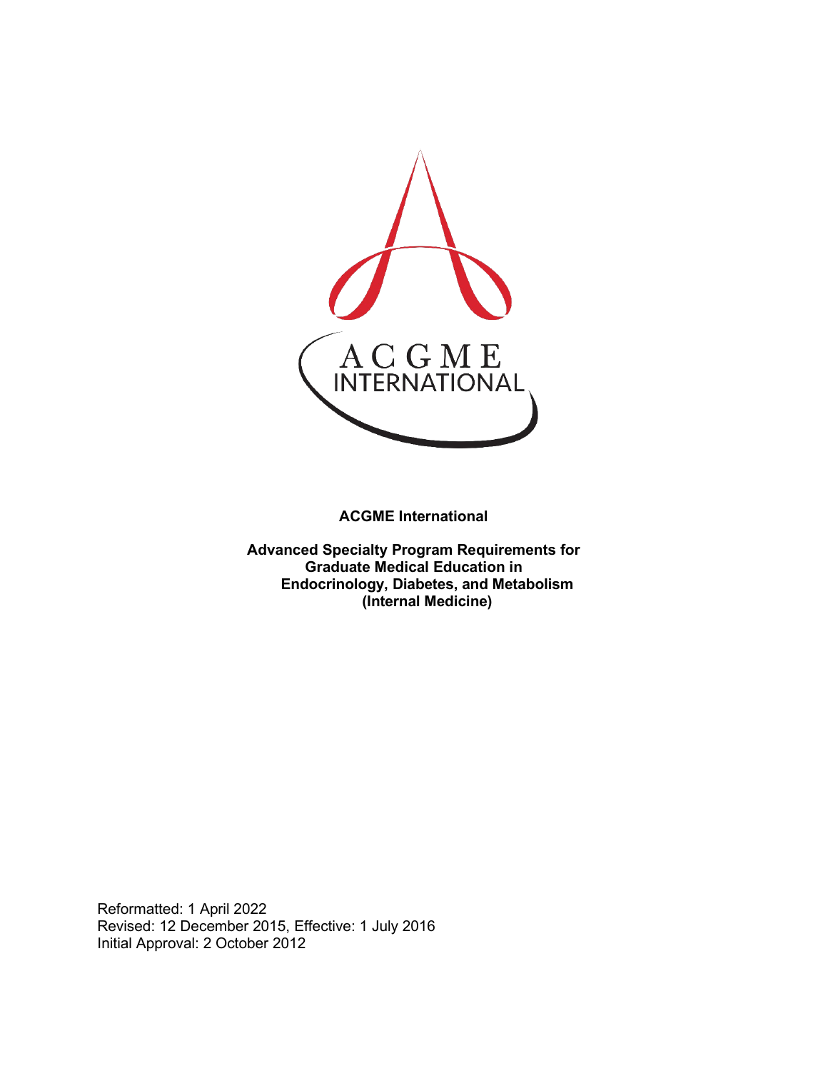**ACGME International**

**Advanced Specialty Program Requirements for Graduate Medical Education in Endocrinology, Diabetes, and Metabolism (Internal Medicine)**

Reformatted: 1 April 2022
Revised: 12 December 2015, Effective: 1 July 2016
Initial Approval: 2 October 2012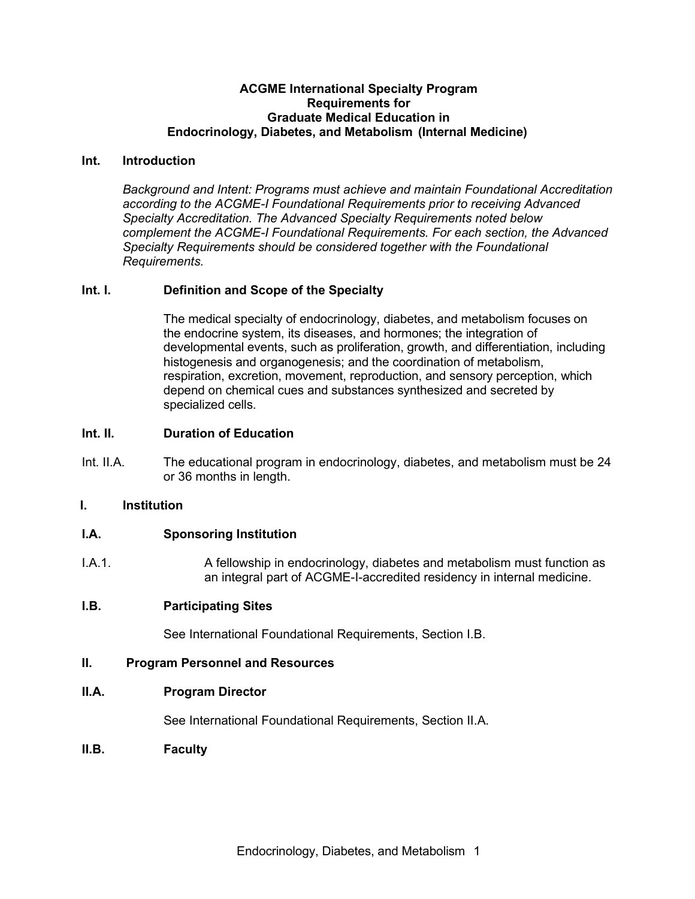**ACGME International Specialty Program**
**Requirements for**
**Graduate Medical Education in**
**Endocrinology, Diabetes, and Metabolism (Internal Medicine)**

## Int. Introduction

*Background and Intent: Programs must achieve and maintain Foundational Accreditation according to the ACGME-I Foundational Requirements prior to receiving Advanced Specialty Accreditation. The Advanced Specialty Requirements noted below complement the ACGME-I Foundational Requirements. For each section, the Advanced Specialty Requirements should be considered together with the Foundational Requirements.*

### Int. I. Definition and Scope of the Specialty

The medical specialty of endocrinology, diabetes, and metabolism focuses on the endocrine system, its diseases, and hormones; the integration of developmental events, such as proliferation, growth, and differentiation, including histogenesis and organogenesis; and the coordination of metabolism, respiration, excretion, movement, reproduction, and sensory perception, which depend on chemical cues and substances synthesized and secreted by specialized cells.

### Int. II. Duration of Education

Int. II.A. The educational program in endocrinology, diabetes, and metabolism must be 24 or 36 months in length.

## I. Institution

### I.A. Sponsoring Institution

I.A.1. A fellowship in endocrinology, diabetes and metabolism must function as an integral part of ACGME-I-accredited residency in internal medicine.

### I.B. Participating Sites

See International Foundational Requirements, Section I.B.

## II. Program Personnel and Resources

### II.A. Program Director

See International Foundational Requirements, Section II.A.

### II.B. Faculty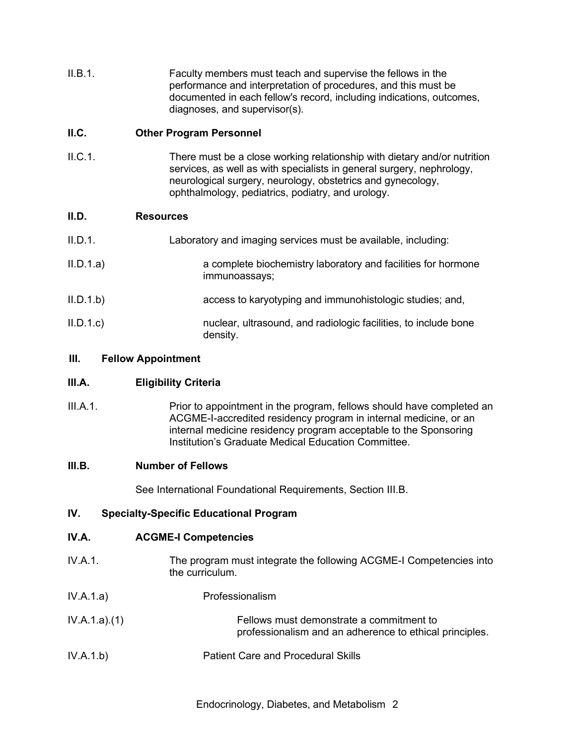II.B.1. Faculty members must teach and supervise the fellows in the performance and interpretation of procedures, and this must be documented in each fellow's record, including indications, outcomes, diagnoses, and supervisor(s).

**II.C. Other Program Personnel**

II.C.1. There must be a close working relationship with dietary and/or nutrition services, as well as with specialists in general surgery, nephrology, neurological surgery, neurology, obstetrics and gynecology, ophthalmology, pediatrics, podiatry, and urology.

**II.D. Resources**

II.D.1. Laboratory and imaging services must be available, including:

II.D.1.a) a complete biochemistry laboratory and facilities for hormone immunoassays;

II.D.1.b) access to karyotyping and immunohistologic studies; and,

II.D.1.c) nuclear, ultrasound, and radiologic facilities, to include bone density.

**III. Fellow Appointment**

**III.A. Eligibility Criteria**

III.A.1. Prior to appointment in the program, fellows should have completed an ACGME-I-accredited residency program in internal medicine, or an internal medicine residency program acceptable to the Sponsoring Institution's Graduate Medical Education Committee.

**III.B. Number of Fellows**

See International Foundational Requirements, Section III.B.

**IV. Specialty-Specific Educational Program**

**IV.A. ACGME-I Competencies**

IV.A.1. The program must integrate the following ACGME-I Competencies into the curriculum.

IV.A.1.a) Professionalism

IV.A.1.a).(1) Fellows must demonstrate a commitment to professionalism and an adherence to ethical principles.

IV.A.1.b) Patient Care and Procedural Skills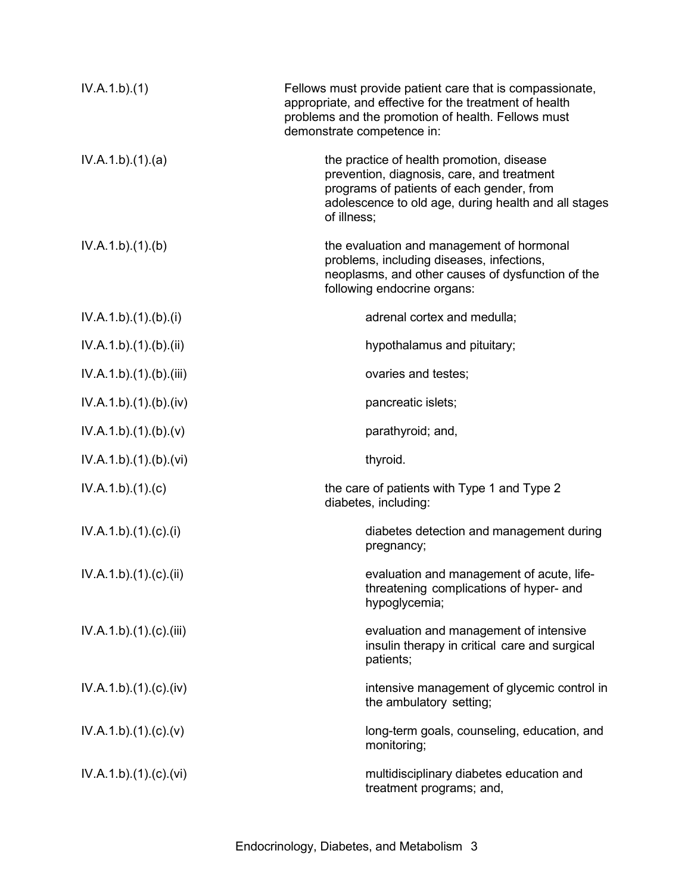| | |
|---|---|
| IV.A.1.b).(1) | Fellows must provide patient care that is compassionate, appropriate, and effective for the treatment of health problems and the promotion of health. Fellows must demonstrate competence in: |
| IV.A.1.b).(1).(a) | the practice of health promotion, disease prevention, diagnosis, care, and treatment programs of patients of each gender, from adolescence to old age, during health and all stages of illness; |
| IV.A.1.b).(1).(b) | the evaluation and management of hormonal problems, including diseases, infections, neoplasms, and other causes of dysfunction of the following endocrine organs: |
| IV.A.1.b).(1).(b).(i) | adrenal cortex and medulla; |
| IV.A.1.b).(1).(b).(ii) | hypothalamus and pituitary; |
| IV.A.1.b).(1).(b).(iii) | ovaries and testes; |
| IV.A.1.b).(1).(b).(iv) | pancreatic islets; |
| IV.A.1.b).(1).(b).(v) | parathyroid; and, |
| IV.A.1.b).(1).(b).(vi) | thyroid. |
| IV.A.1.b).(1).(c) | the care of patients with Type 1 and Type 2 diabetes, including: |
| IV.A.1.b).(1).(c).(i) | diabetes detection and management during pregnancy; |
| IV.A.1.b).(1).(c).(ii) | evaluation and management of acute, life-threatening complications of hyper- and hypoglycemia; |
| IV.A.1.b).(1).(c).(iii) | evaluation and management of intensive insulin therapy in critical care and surgical patients; |
| IV.A.1.b).(1).(c).(iv) | intensive management of glycemic control in the ambulatory setting; |
| IV.A.1.b).(1).(c).(v) | long-term goals, counseling, education, and monitoring; |
| IV.A.1.b).(1).(c).(vi) | multidisciplinary diabetes education and treatment programs; and, |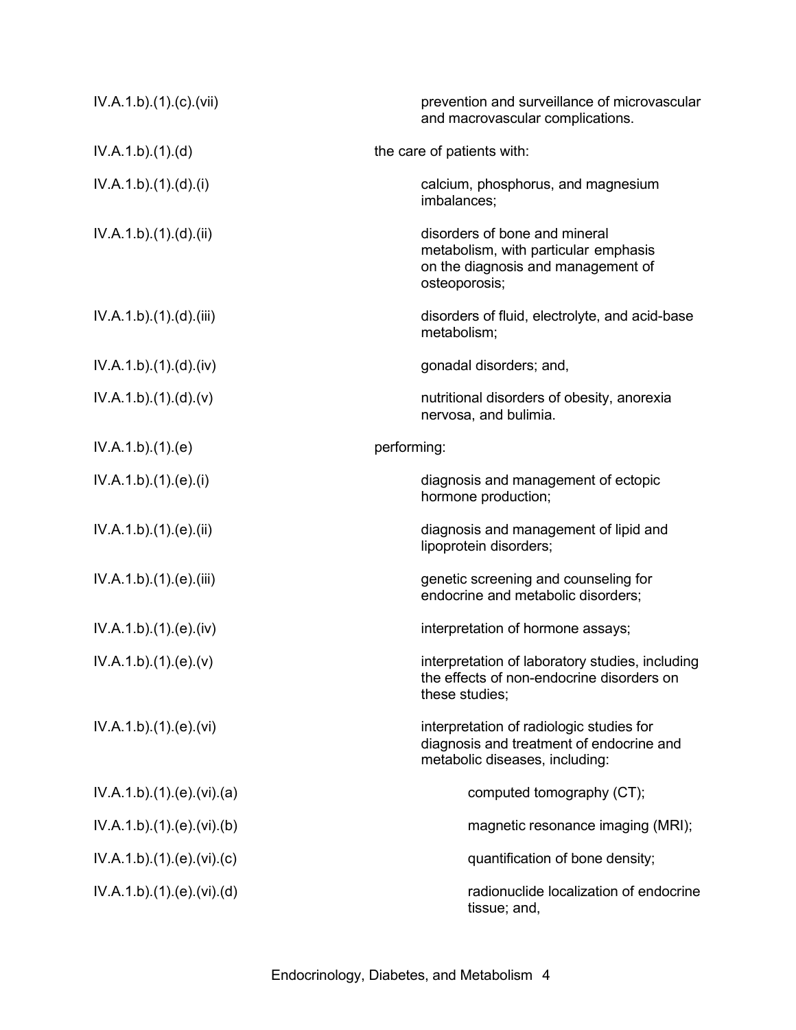IV.A.1.b).(1).(c).(vii) prevention and surveillance of microvascular and macrovascular complications.

IV.A.1.b).(1).(d) the care of patients with:

IV.A.1.b).(1).(d).(i) calcium, phosphorus, and magnesium imbalances;

IV.A.1.b).(1).(d).(ii) disorders of bone and mineral metabolism, with particular emphasis on the diagnosis and management of osteoporosis;

IV.A.1.b).(1).(d).(iii) disorders of fluid, electrolyte, and acid-base metabolism;

IV.A.1.b).(1).(d).(iv) gonadal disorders; and,

IV.A.1.b).(1).(d).(v) nutritional disorders of obesity, anorexia nervosa, and bulimia.

IV.A.1.b).(1).(e) performing:

IV.A.1.b).(1).(e).(i) diagnosis and management of ectopic hormone production;

IV.A.1.b).(1).(e).(ii) diagnosis and management of lipid and lipoprotein disorders;

IV.A.1.b).(1).(e).(iii) genetic screening and counseling for endocrine and metabolic disorders;

IV.A.1.b).(1).(e).(iv) interpretation of hormone assays;

IV.A.1.b).(1).(e).(v) interpretation of laboratory studies, including the effects of non-endocrine disorders on these studies;

IV.A.1.b).(1).(e).(vi) interpretation of radiologic studies for diagnosis and treatment of endocrine and metabolic diseases, including:

IV.A.1.b).(1).(e).(vi).(a) computed tomography (CT);

IV.A.1.b).(1).(e).(vi).(b) magnetic resonance imaging (MRI);

IV.A.1.b).(1).(e).(vi).(c) quantification of bone density;

IV.A.1.b).(1).(e).(vi).(d) radionuclide localization of endocrine tissue; and,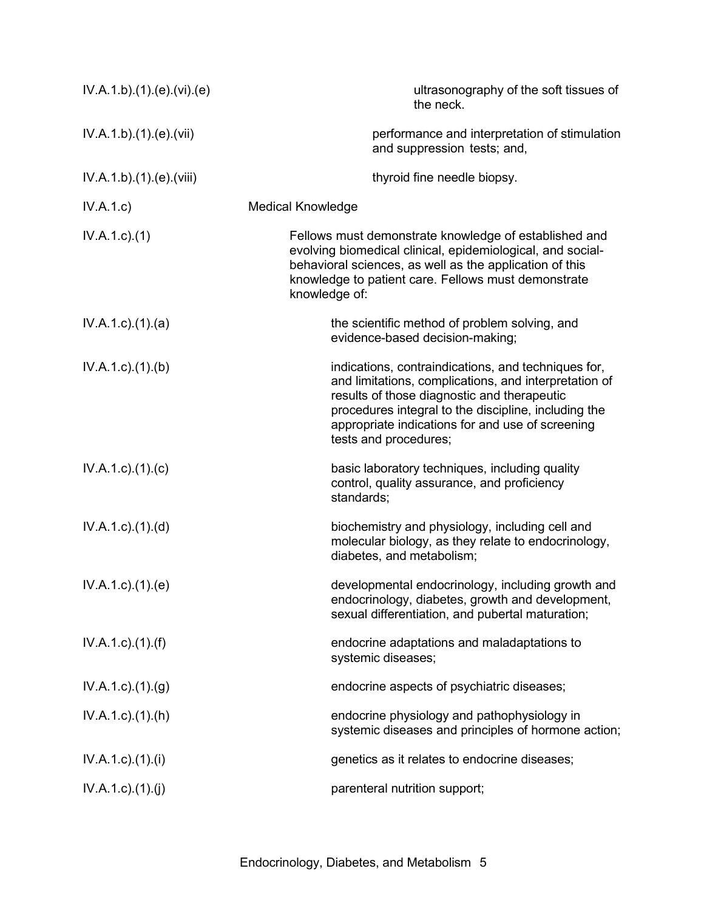| | |
|---|---|
| IV.A.1.b).(1).(e).(vi).(e) | ultrasonography of the soft tissues of the neck. |
| IV.A.1.b).(1).(e).(vii) | performance and interpretation of stimulation and suppression tests; and, |
| IV.A.1.b).(1).(e).(viii) | thyroid fine needle biopsy. |
| IV.A.1.c) | Medical Knowledge |
| IV.A.1.c).(1) | Fellows must demonstrate knowledge of established and evolving biomedical clinical, epidemiological, and social-behavioral sciences, as well as the application of this knowledge to patient care. Fellows must demonstrate knowledge of: |
| IV.A.1.c).(1).(a) | the scientific method of problem solving, and evidence-based decision-making; |
| IV.A.1.c).(1).(b) | indications, contraindications, and techniques for, and limitations, complications, and interpretation of results of those diagnostic and therapeutic procedures integral to the discipline, including the appropriate indications for and use of screening tests and procedures; |
| IV.A.1.c).(1).(c) | basic laboratory techniques, including quality control, quality assurance, and proficiency standards; |
| IV.A.1.c).(1).(d) | biochemistry and physiology, including cell and molecular biology, as they relate to endocrinology, diabetes, and metabolism; |
| IV.A.1.c).(1).(e) | developmental endocrinology, including growth and endocrinology, diabetes, growth and development, sexual differentiation, and pubertal maturation; |
| IV.A.1.c).(1).(f) | endocrine adaptations and maladaptations to systemic diseases; |
| IV.A.1.c).(1).(g) | endocrine aspects of psychiatric diseases; |
| IV.A.1.c).(1).(h) | endocrine physiology and pathophysiology in systemic diseases and principles of hormone action; |
| IV.A.1.c).(1).(i) | genetics as it relates to endocrine diseases; |
| IV.A.1.c).(1).(j) | parenteral nutrition support; |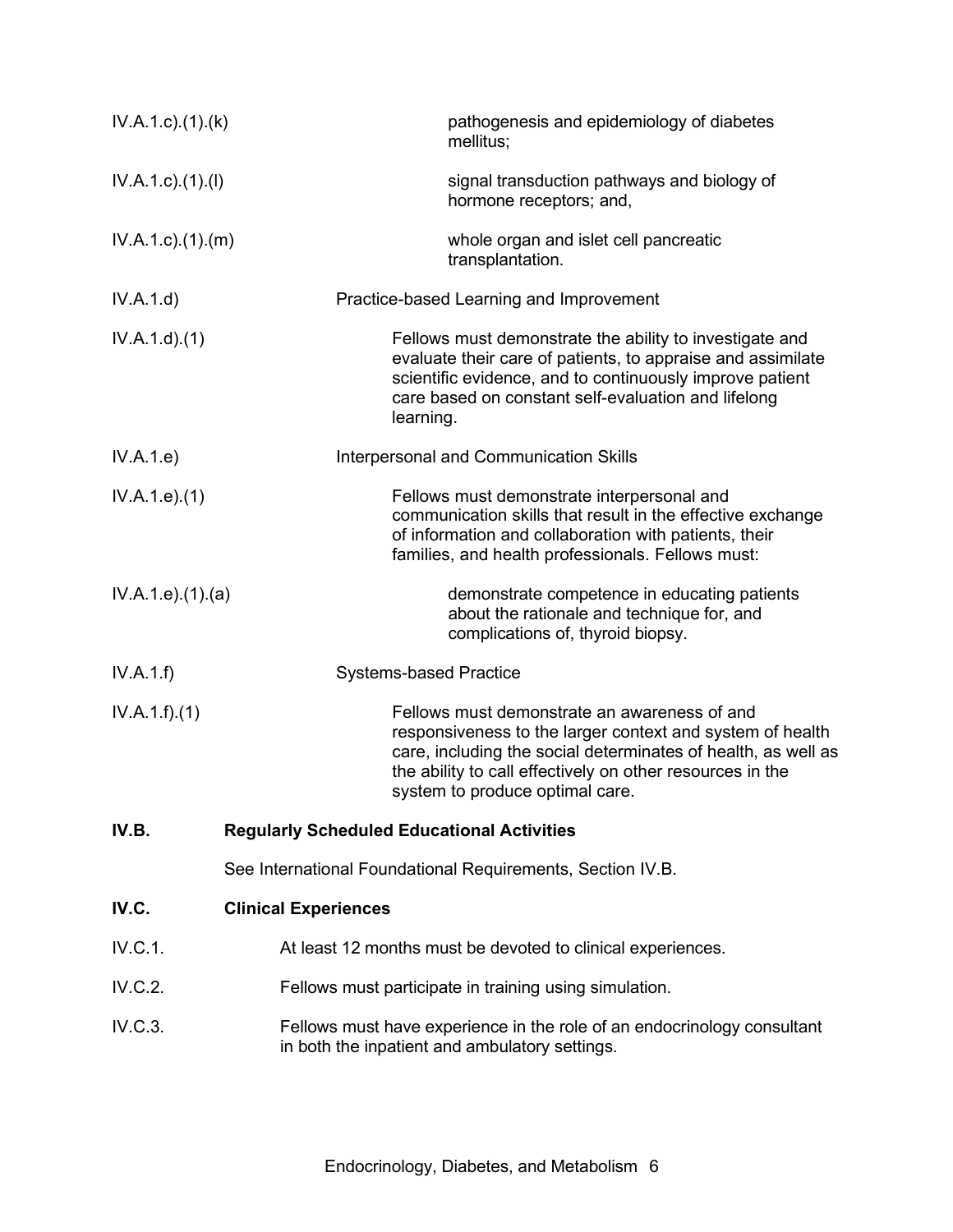IV.A.1.c).(1).(k) pathogenesis and epidemiology of diabetes mellitus;

IV.A.1.c).(1).(l) signal transduction pathways and biology of hormone receptors; and,

IV.A.1.c).(1).(m) whole organ and islet cell pancreatic transplantation.

IV.A.1.d) Practice-based Learning and Improvement

IV.A.1.d).(1) Fellows must demonstrate the ability to investigate and evaluate their care of patients, to appraise and assimilate scientific evidence, and to continuously improve patient care based on constant self-evaluation and lifelong learning.

IV.A.1.e) Interpersonal and Communication Skills

IV.A.1.e).(1) Fellows must demonstrate interpersonal and communication skills that result in the effective exchange of information and collaboration with patients, their families, and health professionals. Fellows must:

IV.A.1.e).(1).(a) demonstrate competence in educating patients about the rationale and technique for, and complications of, thyroid biopsy.

IV.A.1.f) Systems-based Practice

IV.A.1.f).(1) Fellows must demonstrate an awareness of and responsiveness to the larger context and system of health care, including the social determinates of health, as well as the ability to call effectively on other resources in the system to produce optimal care.

**IV.B. Regularly Scheduled Educational Activities**

See International Foundational Requirements, Section IV.B.

**IV.C. Clinical Experiences**

IV.C.1. At least 12 months must be devoted to clinical experiences.

IV.C.2. Fellows must participate in training using simulation.

IV.C.3. Fellows must have experience in the role of an endocrinology consultant in both the inpatient and ambulatory settings.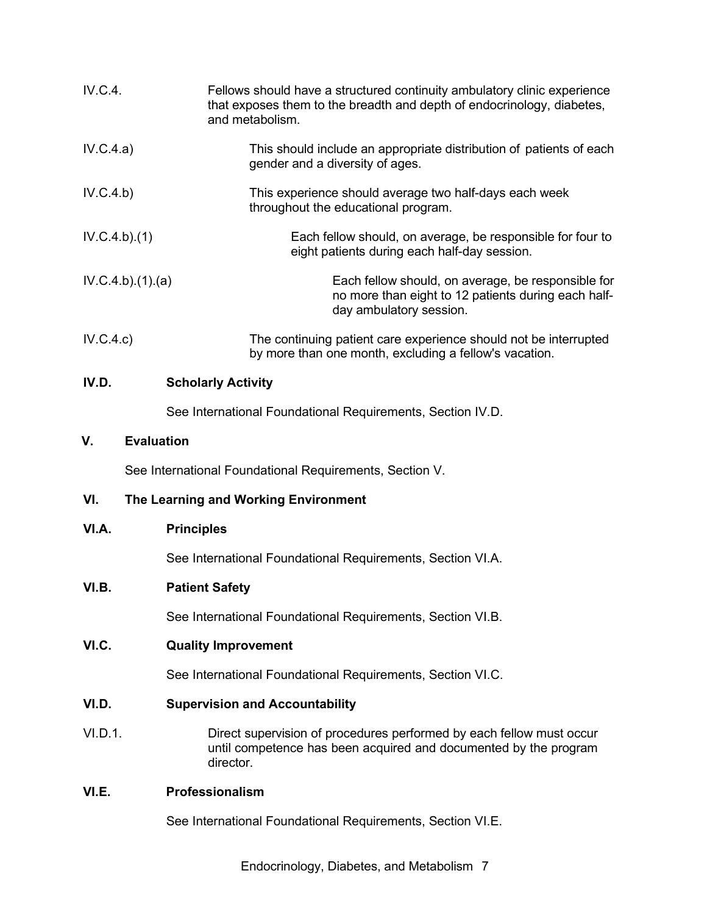IV.C.4. Fellows should have a structured continuity ambulatory clinic experience that exposes them to the breadth and depth of endocrinology, diabetes, and metabolism.

IV.C.4.a) This should include an appropriate distribution of patients of each gender and a diversity of ages.

IV.C.4.b) This experience should average two half-days each week throughout the educational program.

IV.C.4.b).(1) Each fellow should, on average, be responsible for four to eight patients during each half-day session.

IV.C.4.b).(1).(a) Each fellow should, on average, be responsible for no more than eight to 12 patients during each half-day ambulatory session.

IV.C.4.c) The continuing patient care experience should not be interrupted by more than one month, excluding a fellow's vacation.

**IV.D. Scholarly Activity**

See International Foundational Requirements, Section IV.D.

**V. Evaluation**

See International Foundational Requirements, Section V.

**VI. The Learning and Working Environment**

**VI.A. Principles**

See International Foundational Requirements, Section VI.A.

**VI.B. Patient Safety**

See International Foundational Requirements, Section VI.B.

**VI.C. Quality Improvement**

See International Foundational Requirements, Section VI.C.

**VI.D. Supervision and Accountability**

VI.D.1. Direct supervision of procedures performed by each fellow must occur until competence has been acquired and documented by the program director.

**VI.E. Professionalism**

See International Foundational Requirements, Section VI.E.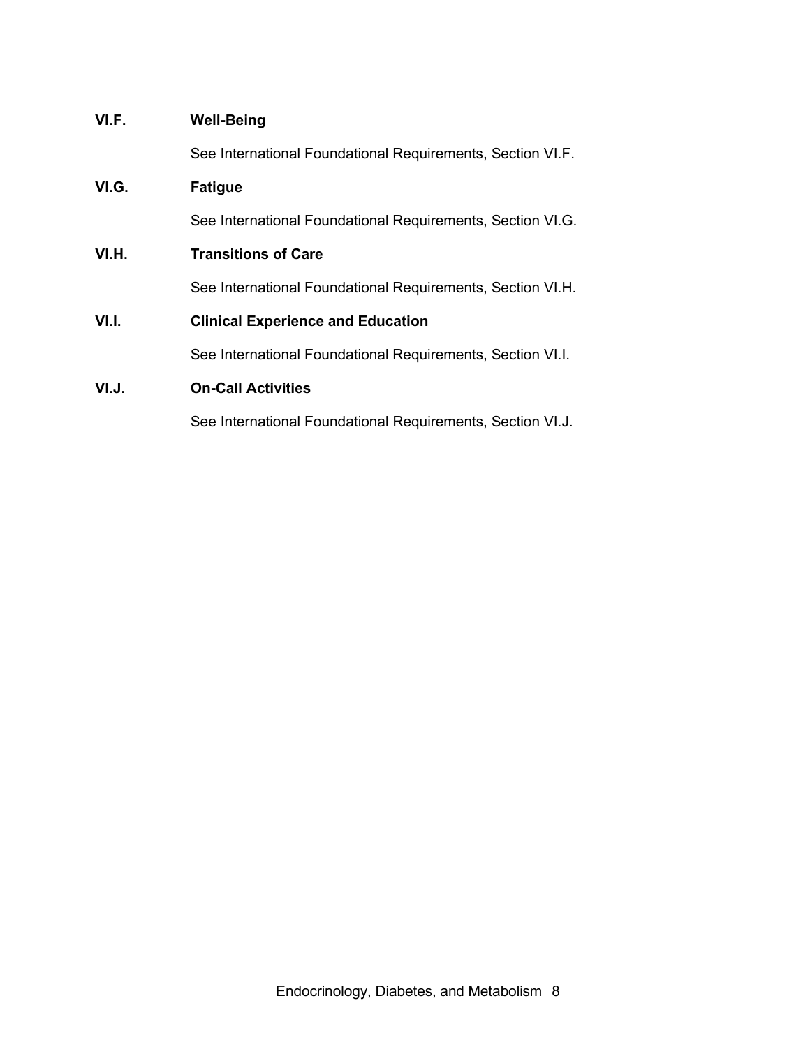**VI.F. Well-Being**

See International Foundational Requirements, Section VI.F.

**VI.G. Fatigue**

See International Foundational Requirements, Section VI.G.

**VI.H. Transitions of Care**

See International Foundational Requirements, Section VI.H.

**VI.I. Clinical Experience and Education**

See International Foundational Requirements, Section VI.I.

**VI.J. On-Call Activities**

See International Foundational Requirements, Section VI.J.